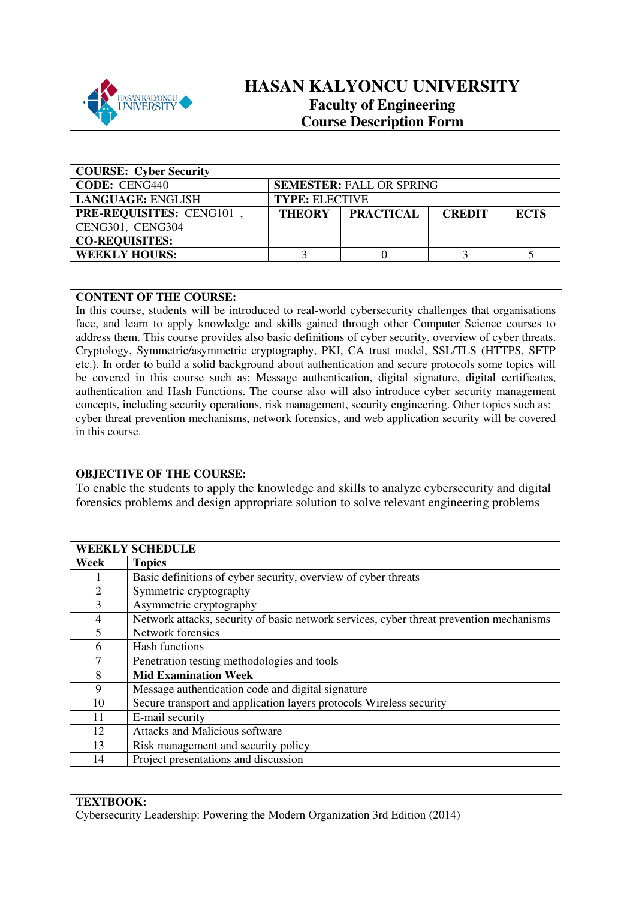# HASAN KALYONCU UNIVERSITY
## Faculty of Engineering
## Course Description Form

| **COURSE: Cyber Security** | | | | |
|---|---|---|---|---|
| **CODE:** CENG440 | **SEMESTER:** FALL OR SPRING | | | |
| **LANGUAGE:** ENGLISH | **TYPE:** ELECTIVE | | | |
| **PRE-REQUISITES:** CENG101 , CENG301, CENG304 **CO-REQUISITES:** | **THEORY** | **PRACTICAL** | **CREDIT** | **ECTS** |
| **WEEKLY HOURS:** | 3 | 0 | 3 | 5 |

**CONTENT OF THE COURSE:**
In this course, students will be introduced to real-world cybersecurity challenges that organisations face, and learn to apply knowledge and skills gained through other Computer Science courses to address them. This course provides also basic definitions of cyber security, overview of cyber threats. Cryptology, Symmetric/asymmetric cryptography, PKI, CA trust model, SSL/TLS (HTTPS, SFTP etc.). In order to build a solid background about authentication and secure protocols some topics will be covered in this course such as: Message authentication, digital signature, digital certificates, authentication and Hash Functions. The course also will also introduce cyber security management concepts, including security operations, risk management, security engineering. Other topics such as: cyber threat prevention mechanisms, network forensics, and web application security will be covered in this course.

**OBJECTIVE OF THE COURSE:**
To enable the students to apply the knowledge and skills to analyze cybersecurity and digital forensics problems and design appropriate solution to solve relevant engineering problems

| **WEEKLY SCHEDULE** | |
|---|---|
| **Week** | **Topics** |
| 1 | Basic definitions of cyber security, overview of cyber threats |
| 2 | Symmetric cryptography |
| 3 | Asymmetric cryptography |
| 4 | Network attacks, security of basic network services, cyber threat prevention mechanisms |
| 5 | Network forensics |
| 6 | Hash functions |
| 7 | Penetration testing methodologies and tools |
| 8 | **Mid Examination Week** |
| 9 | Message authentication code and digital signature |
| 10 | Secure transport and application layers protocols Wireless security |
| 11 | E-mail security |
| 12 | Attacks and Malicious software |
| 13 | Risk management and security policy |
| 14 | Project presentations and discussion |

**TEXTBOOK:**
Cybersecurity Leadership: Powering the Modern Organization 3rd Edition (2014)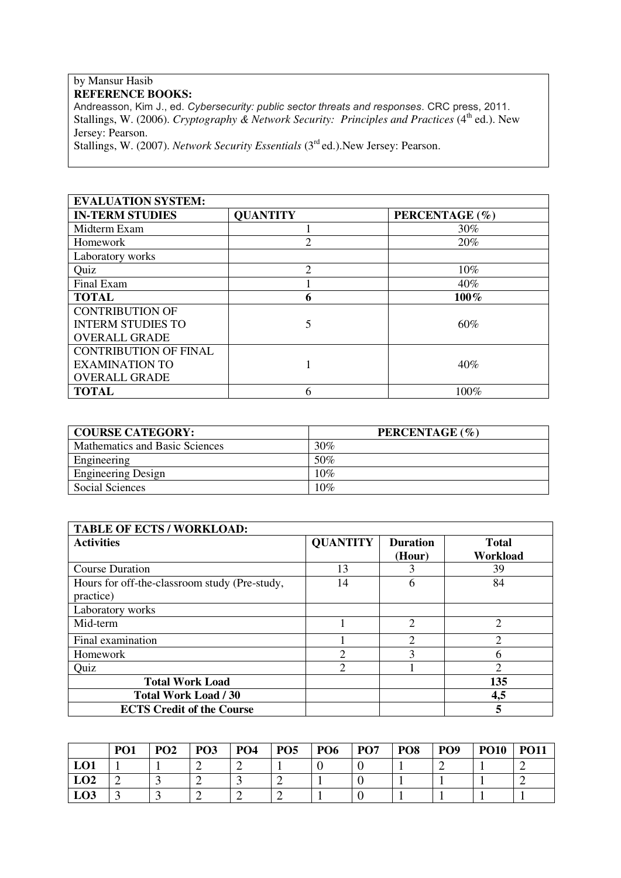by Mansur Hasib

**REFERENCE BOOKS:**

Andreasson, Kim J., ed. *Cybersecurity: public sector threats and responses*. CRC press, 2011.
Stallings, W. (2006). *Cryptography & Network Security: Principles and Practices* (4th ed.). New Jersey: Pearson.
Stallings, W. (2007). *Network Security Essentials* (3rd ed.).New Jersey: Pearson.

| **EVALUATION SYSTEM:** | | |
|---|---|---|
| **IN-TERM STUDIES** | **QUANTITY** | **PERCENTAGE (%)** |
| Midterm Exam | 1 | 30% |
| Homework | 2 | 20% |
| Laboratory works | | |
| Quiz | 2 | 10% |
| Final Exam | 1 | 40% |
| **TOTAL** | **6** | **100%** |
| CONTRIBUTION OF INTERM STUDIES TO OVERALL GRADE | 5 | 60% |
| CONTRIBUTION OF FINAL EXAMINATION TO OVERALL GRADE | 1 | 40% |
| **TOTAL** | 6 | 100% |

| **COURSE CATEGORY:** | **PERCENTAGE (%)** |
|---|---|
| Mathematics and Basic Sciences | 30% |
| Engineering | 50% |
| Engineering Design | 10% |
| Social Sciences | 10% |

| **TABLE OF ECTS / WORKLOAD:** | | | |
|---|---|---|---|
| **Activities** | **QUANTITY** | **Duration (Hour)** | **Total Workload** |
| Course Duration | 13 | 3 | 39 |
| Hours for off-the-classroom study (Pre-study, practice) | 14 | 6 | 84 |
| Laboratory works | | | |
| Mid-term | 1 | 2 | 2 |
| Final examination | 1 | 2 | 2 |
| Homework | 2 | 3 | 6 |
| Quiz | 2 | 1 | 2 |
| **Total Work Load** | | | **135** |
| **Total Work Load / 30** | | | **4,5** |
| **ECTS Credit of the Course** | | | **5** |

| | **PO1** | **PO2** | **PO3** | **PO4** | **PO5** | **PO6** | **PO7** | **PO8** | **PO9** | **PO10** | **PO11** |
|---|---|---|---|---|---|---|---|---|---|---|---|
| **LO1** | 1 | 1 | 2 | 2 | 1 | 0 | 0 | 1 | 2 | 1 | 2 |
| **LO2** | 2 | 3 | 2 | 3 | 2 | 1 | 0 | 1 | 1 | 1 | 2 |
| **LO3** | 3 | 3 | 2 | 2 | 2 | 1 | 0 | 1 | 1 | 1 | 1 |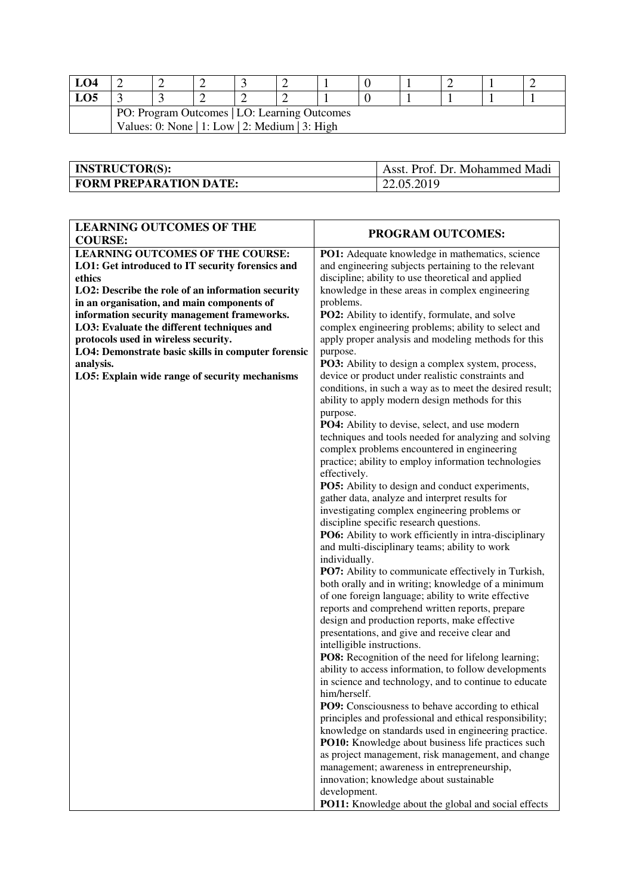| LO4 | 2 | 2 | 2 | 3 | 2 | 1 | 0 | 1 | 2 | 1 | 2 |
|---|---|---|---|---|---|---|---|---|---|---|---|
| LO5 | 3 | 3 | 2 | 2 | 2 | 1 | 0 | 1 | 1 | 1 | 1 |
| | PO: Program Outcomes \| LO: Learning Outcomes<br>Values: 0: None \| 1: Low \| 2: Medium \| 3: High | | | | | | | | | | |

| **INSTRUCTOR(S):** | Asst. Prof. Dr. Mohammed Madi |
|---|---|
| **FORM PREPARATION DATE:** | 22.05.2019 |

| **LEARNING OUTCOMES OF THE COURSE:** | **PROGRAM OUTCOMES:** |
|---|---|
| **LEARNING OUTCOMES OF THE COURSE:**<br>**LO1: Get introduced to IT security forensics and ethics**<br>**LO2: Describe the role of an information security in an organisation, and main components of information security management frameworks.**<br>**LO3: Evaluate the different techniques and protocols used in wireless security.**<br>**LO4: Demonstrate basic skills in computer forensic analysis.**<br>**LO5: Explain wide range of security mechanisms** | **PO1:** Adequate knowledge in mathematics, science and engineering subjects pertaining to the relevant discipline; ability to use theoretical and applied knowledge in these areas in complex engineering problems.<br>**PO2:** Ability to identify, formulate, and solve complex engineering problems; ability to select and apply proper analysis and modeling methods for this purpose.<br>**PO3:** Ability to design a complex system, process, device or product under realistic constraints and conditions, in such a way as to meet the desired result; ability to apply modern design methods for this purpose.<br>**PO4:** Ability to devise, select, and use modern techniques and tools needed for analyzing and solving complex problems encountered in engineering practice; ability to employ information technologies effectively.<br>**PO5:** Ability to design and conduct experiments, gather data, analyze and interpret results for investigating complex engineering problems or discipline specific research questions.<br>**PO6:** Ability to work efficiently in intra-disciplinary and multi-disciplinary teams; ability to work individually.<br>**PO7:** Ability to communicate effectively in Turkish, both orally and in writing; knowledge of a minimum of one foreign language; ability to write effective reports and comprehend written reports, prepare design and production reports, make effective presentations, and give and receive clear and intelligible instructions.<br>**PO8:** Recognition of the need for lifelong learning; ability to access information, to follow developments in science and technology, and to continue to educate him/herself.<br>**PO9:** Consciousness to behave according to ethical principles and professional and ethical responsibility; knowledge on standards used in engineering practice.<br>**PO10:** Knowledge about business life practices such as project management, risk management, and change management; awareness in entrepreneurship, innovation; knowledge about sustainable development.<br>**PO11:** Knowledge about the global and social effects |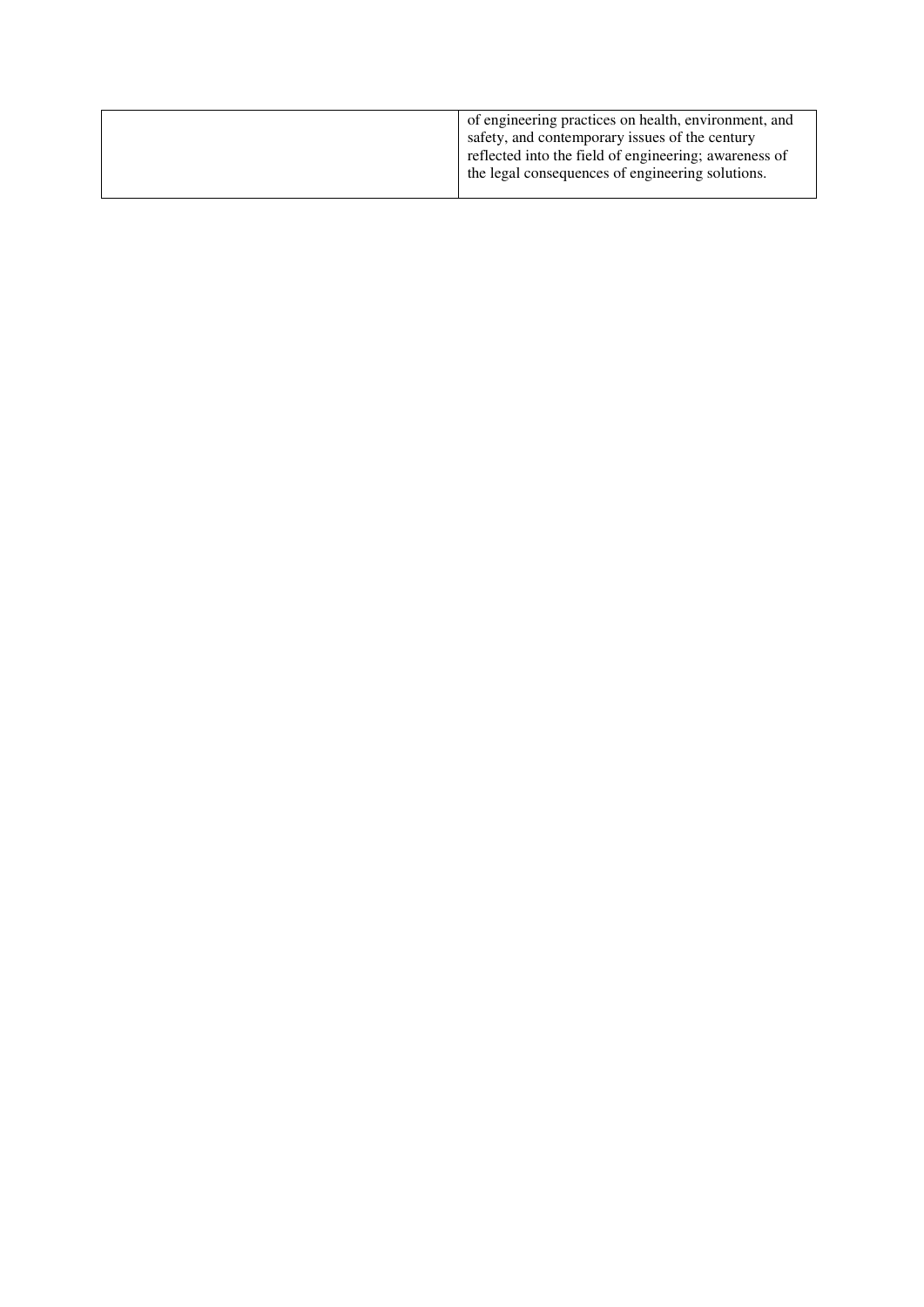| | |
|---|---|
| | of engineering practices on health, environment, and safety, and contemporary issues of the century reflected into the field of engineering; awareness of the legal consequences of engineering solutions. |